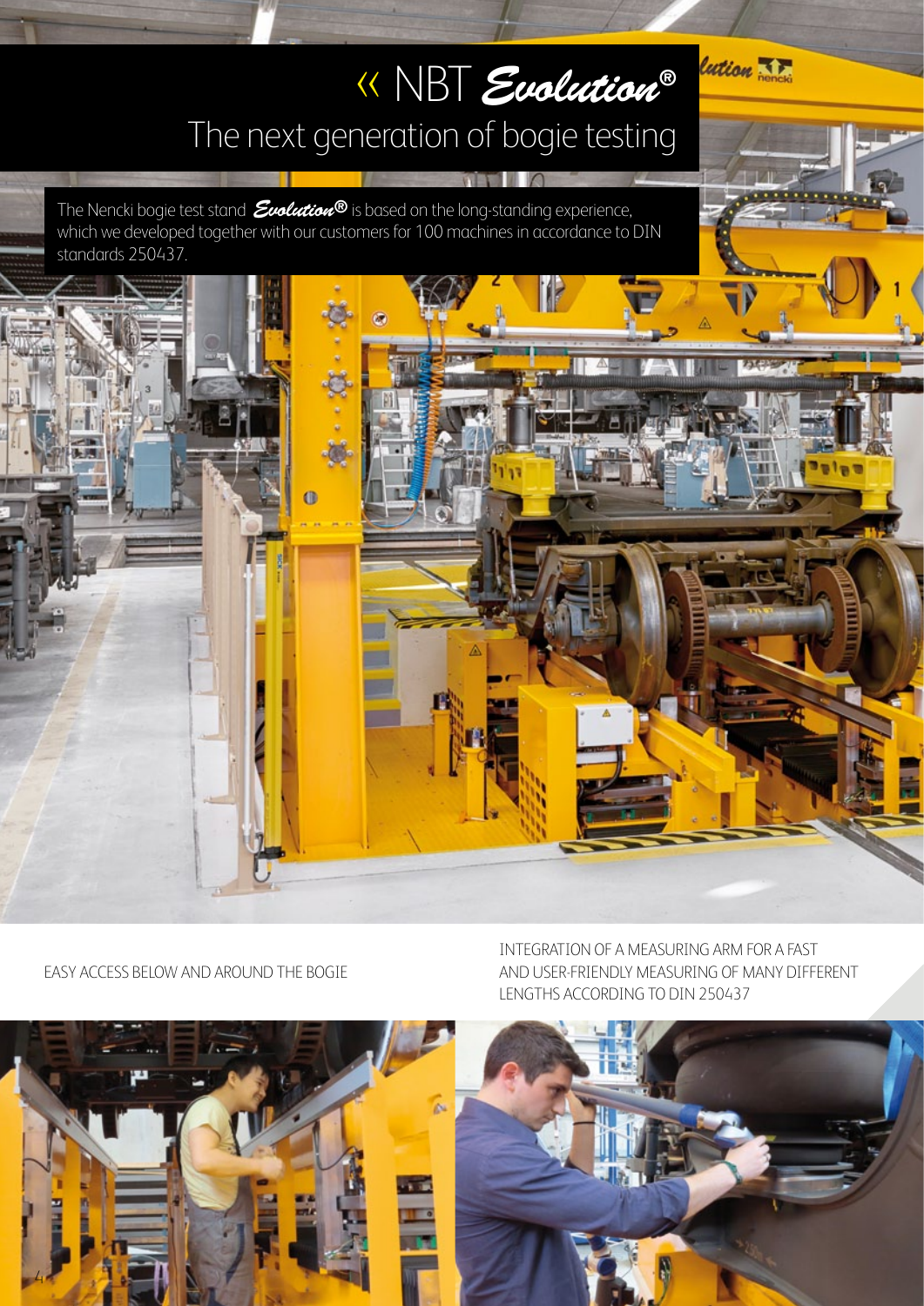# « NBT *Evolution*®

## The next generation of bogie testing

The Nencki bogie test stand ***Evolution***® is based on the long-standing experience, which we developed together with our customers for 100 machines in accordance to DIN standards 250437.

EASY ACCESS BELOW AND AROUND THE BOGIE

INTEGRATION OF A MEASURING ARM FOR A FAST AND USER-FRIENDLY MEASURING OF MANY DIFFERENT LENGTHS ACCORDING TO DIN 250437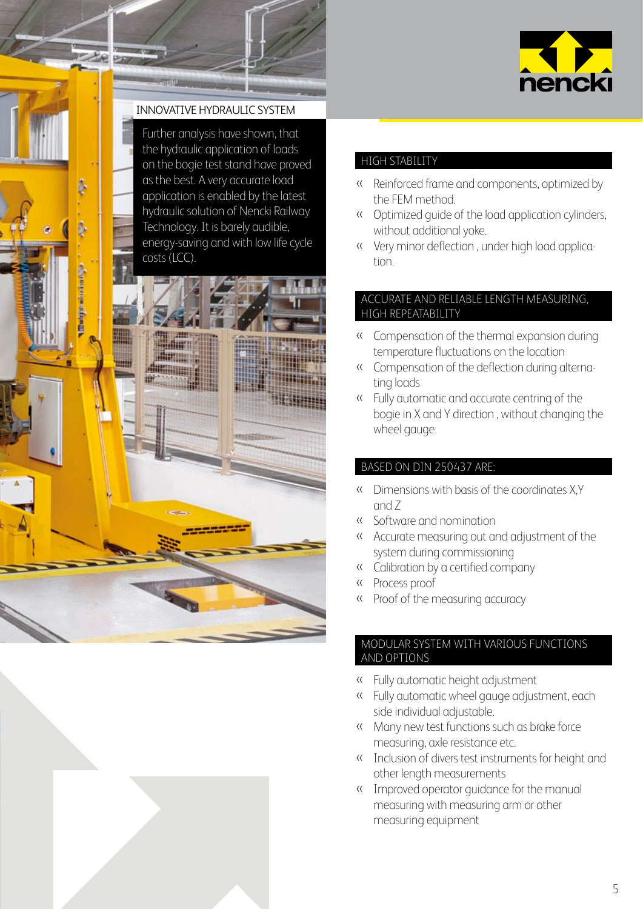## INNOVATIVE HYDRAULIC SYSTEM

Further analysis have shown, that the hydraulic application of loads on the bogie test stand have proved as the best. A very accurate load application is enabled by the latest hydraulic solution of Nencki Railway Technology. It is barely audible, energy-saving and with low life cycle costs (LCC).

## HIGH STABILITY

- Reinforced frame and components, optimized by the FEM method.
- Optimized guide of the load application cylinders, without additional yoke.
- Very minor deflection , under high load application.

## ACCURATE AND RELIABLE LENGTH MEASURING, HIGH REPEATABILITY

- Compensation of the thermal expansion during temperature fluctuations on the location
- Compensation of the deflection during alternating loads
- Fully automatic and accurate centring of the bogie in X and Y direction , without changing the wheel gauge.

## BASED ON DIN 250437 ARE:

- Dimensions with basis of the coordinates X,Y and Z
- Software and nomination
- Accurate measuring out and adjustment of the system during commissioning
- Calibration by a certified company
- Process proof
- Proof of the measuring accuracy

## MODULAR SYSTEM WITH VARIOUS FUNCTIONS AND OPTIONS

- Fully automatic height adjustment
- Fully automatic wheel gauge adjustment, each side individual adjustable.
- Many new test functions such as brake force measuring, axle resistance etc.
- Inclusion of divers test instruments for height and other length measurements
- Improved operator guidance for the manual measuring with measuring arm or other measuring equipment